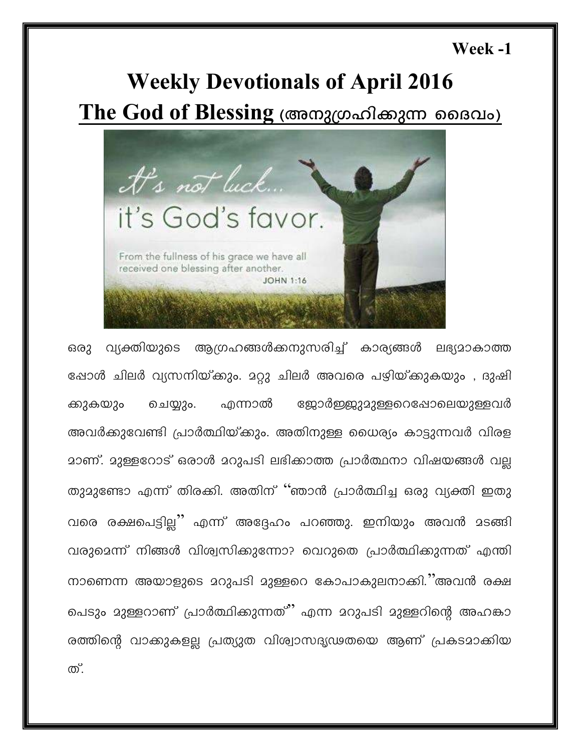**Week -1**

# Weekly Devotionals of April 2016

## The God of Blessing (അനുഗ്രഹിക്കുന്ന ദൈവം)

ഒരു വ്യക്തിയുടെ ആഗ്രഹങ്ങൾക്കനുസരിച്ച് കാര്യങ്ങൾ ലഭ്യമാകാത്തപ്പോൾ ചിലർ വ്യസനിയ്ക്കും. മറ്റു ചിലർ അവരെ പഴിയ്ക്കുകയും , ദുഷിക്കുകയും ചെയ്യും. എന്നാൽ ജോർജ്ജുമുള്ളറെപ്പോലെയുള്ളവർ അവർക്കുവേണ്ടി പ്രാർത്ഥിയ്ക്കും. അതിനുള്ള ധൈര്യം കാട്ടുന്നവർ വിരളമാണ്. മുള്ളറോട് ഒരാൾ മറുപടി ലഭിക്കാത്ത പ്രാർത്ഥനാ വിഷയങ്ങൾ വല്ലതുമുണ്ടോ എന്ന് തിരക്കി. അതിന് "ഞാൻ പ്രാർത്ഥിച്ച ഒരു വ്യക്തി ഇതുവരെ രക്ഷപെട്ടില്ല" എന്ന് അദ്ദേഹം പറഞ്ഞു. ഇനിയും അവൻ മടങ്ങി വരുമെന്ന് നിങ്ങൾ വിശ്വസിക്കുന്നോ? വെറുതെ പ്രാർത്ഥിക്കുന്നത് എന്തിനാണെന്ന അയാളുടെ മറുപടി മുള്ളറെ കോപാകുലനാക്കി."അവൻ രക്ഷപെടും മുള്ളറാണ് പ്രാർത്ഥിക്കുന്നത്" എന്ന മറുപടി മുള്ളറിന്റെ അഹങ്കാരത്തിന്റെ വാക്കുകളല്ല പ്രത്യുത വിശ്വാസദൃഢതയെ ആണ് പ്രകടമാക്കിയത്.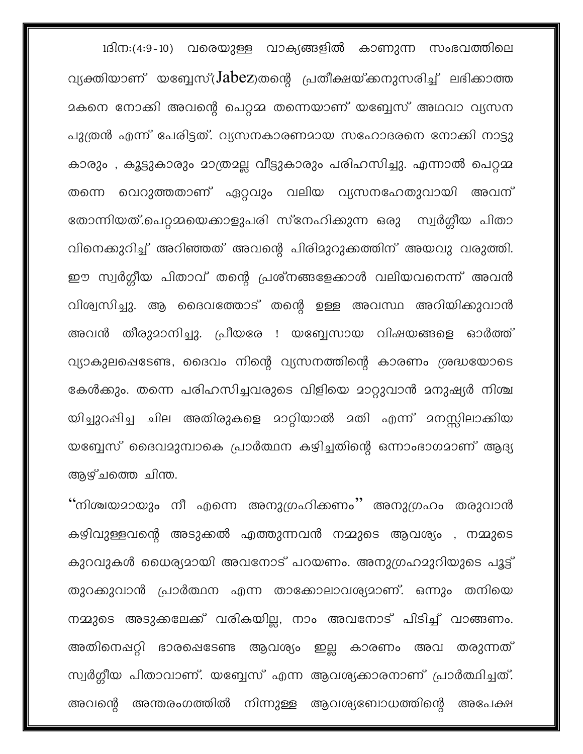1ദിന:(4:9-10) വരെയുള്ള വാക്യങ്ങളിൽ കാണുന്ന സംഭവത്തിലെ വ്യക്തിയാണ് യബ്ബേസ്(Jabez)തന്റെ പ്രതീക്ഷയ്ക്കനുസരിച്ച് ലഭിക്കാത്ത മകനെ നോക്കി അവന്റെ പെറ്റമ്മ തന്നെയാണ് യബ്ബേസ് അഥവാ വ്യസന പുത്രൻ എന്ന് പേരിട്ടത്. വ്യസനകാരണമായ സഹോദരനെ നോക്കി നാട്ടു കാരും , കൂട്ടുകാരും മാത്രമല്ല വീട്ടുകാരും പരിഹസിച്ചു. എന്നാൽ പെറ്റമ്മ തന്നെ വെറുത്തതാണ് ഏറ്റവും വലിയ വ്യസനഹേതുവായി അവന് തോന്നിയത്.പെറ്റമ്മയെക്കാളുപരി സ്നേഹിക്കുന്ന ഒരു സ്വർഗ്ഗീയ പിതാ വിനെക്കുറിച്ച് അറിഞ്ഞത് അവന്റെ പിരിമുറുക്കത്തിന് അയവു വരുത്തി. ഈ സ്വർഗ്ഗീയ പിതാവ് തന്റെ പ്രശ്നങ്ങളേക്കാൾ വലിയവനെന്ന് അവൻ വിശ്വസിച്ചു. ആ ദൈവത്തോട് തന്റെ ഉള്ള അവസ്ഥ അറിയിക്കുവാൻ അവൻ തീരുമാനിച്ചു. പ്രീയരേ ! യബ്ബേസായ വിഷയങ്ങളെ ഓർത്ത് വ്യാകുലപ്പെടേണ്ട, ദൈവം നിന്റെ വ്യസനത്തിന്റെ കാരണം ശ്രദ്ധയോടെ കേൾക്കും. തന്നെ പരിഹസിച്ചവരുടെ വിളിയെ മാറ്റുവാൻ മനുഷ്യർ നിശ്ച യിച്ചുറപ്പിച്ച ചില അതിരുകളെ മാറ്റിയാൽ മതി എന്ന് മനസ്സിലാക്കിയ യബ്ബേസ് ദൈവമുമ്പാകെ പ്രാർത്ഥന കഴിച്ചതിന്റെ ഒന്നാംഭാഗമാണ് ആദ്യ ആഴ്ചത്തെ ചിന്ത.

"നിശ്ചയമായും നീ എന്നെ അനുഗ്രഹിക്കണം" അനുഗ്രഹം തരുവാൻ കഴിവുള്ളവന്റെ അടുക്കൽ എത്തുന്നവൻ നമ്മുടെ ആവശ്യം , നമ്മുടെ കുറവുകൾ ധൈര്യമായി അവനോട് പറയണം. അനുഗ്രഹമുറിയുടെ പൂട്ട് തുറക്കുവാൻ പ്രാർത്ഥന എന്ന താക്കോലാവശ്യമാണ്. ഒന്നും തനിയെ നമ്മുടെ അടുക്കലേക്ക് വരികയില്ല, നാം അവനോട് പിടിച്ച് വാങ്ങണം. അതിനെപ്പറ്റി ഭാരപ്പെടേണ്ട ആവശ്യം ഇല്ല കാരണം അവ തരുന്നത് സ്വർഗ്ഗീയ പിതാവാണ്. യബ്ബേസ് എന്ന ആവശ്യക്കാരനാണ് പ്രാർത്ഥിച്ചത്. അവന്റെ അന്തരംഗത്തിൽ നിന്നുള്ള ആവശ്യബോധത്തിന്റെ അപേക്ഷ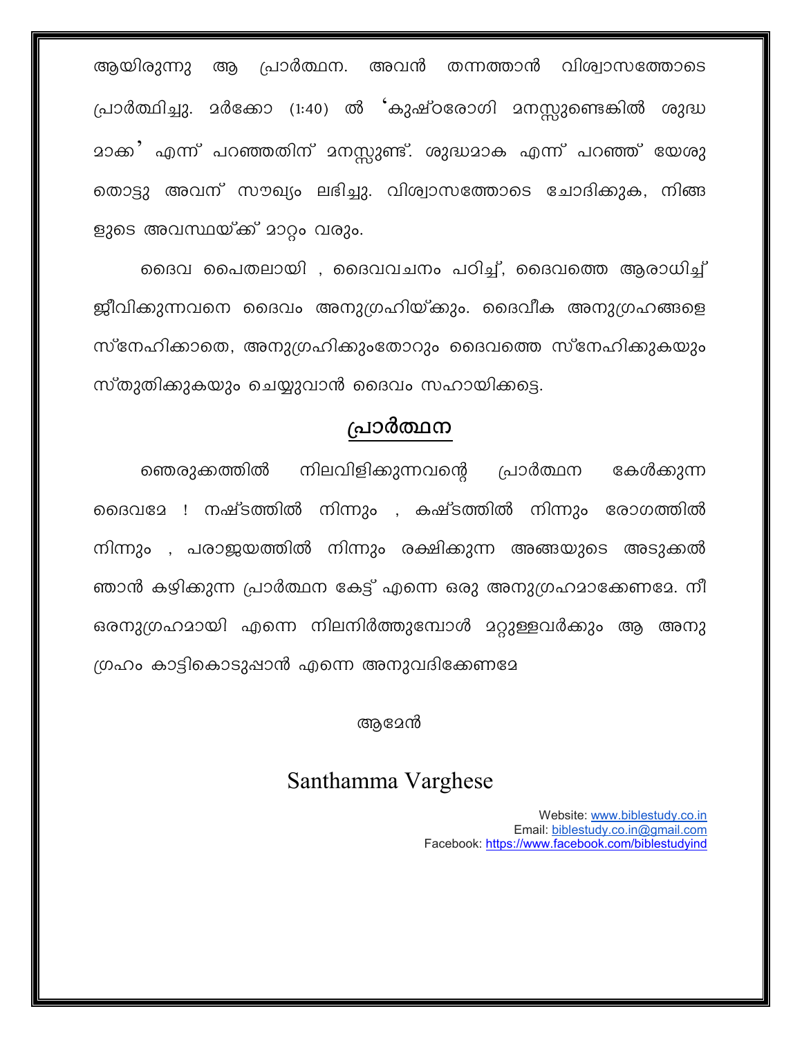ആയിരുന്നു ആ പ്രാർത്ഥന. അവൻ തന്നത്താൻ വിശ്വാസത്തോടെ പ്രാർത്ഥിച്ചു. മർക്കോ (1:40) ൽ 'കുഷ്ഠരോഗി മനസ്സുണ്ടെങ്കിൽ ശുദ്ധ മാക്ക' എന്ന് പറഞ്ഞതിന് മനസ്സുണ്ട്. ശുദ്ധമാക എന്ന് പറഞ്ഞ് യേശു തൊട്ടു അവന് സൗഖ്യം ലഭിച്ചു. വിശ്വാസത്തോടെ ചോദിക്കുക, നിങ്ങ ളുടെ അവസ്ഥയ്ക്ക് മാറ്റം വരും.

ദൈവ പൈതലായി , ദൈവവചനം പഠിച്ച്, ദൈവത്തെ ആരാധിച്ച് ജീവിക്കുന്നവനെ ദൈവം അനുഗ്രഹിയ്ക്കും. ദൈവീക അനുഗ്രഹങ്ങളെ സ്നേഹിക്കാതെ, അനുഗ്രഹിക്കുംതോറും ദൈവത്തെ സ്നേഹിക്കുകയും സ്തുതിക്കുകയും ചെയ്യുവാൻ ദൈവം സഹായിക്കട്ടെ.

## പ്രാർത്ഥന

ഞെരുക്കത്തിൽ നിലവിളിക്കുന്നവന്റെ പ്രാർത്ഥന കേൾക്കുന്ന ദൈവമേ ! നഷ്ടത്തിൽ നിന്നും , കഷ്ടത്തിൽ നിന്നും രോഗത്തിൽ നിന്നും , പരാജയത്തിൽ നിന്നും രക്ഷിക്കുന്ന അങ്ങയുടെ അടുക്കൽ ഞാൻ കഴിക്കുന്ന പ്രാർത്ഥന കേട്ട് എന്നെ ഒരു അനുഗ്രഹമാക്കേണമേ. നീ ഒരനുഗ്രഹമായി എന്നെ നിലനിർത്തുമ്പോൾ മറ്റുള്ളവർക്കും ആ അനു ഗ്രഹം കാട്ടികൊടുപ്പാൻ എന്നെ അനുവദിക്കേണമേ

ആമേൻ

Santhamma Varghese

Website: www.biblestudy.co.in
Email: biblestudy.co.in@gmail.com
Facebook: https://www.facebook.com/biblestudyind